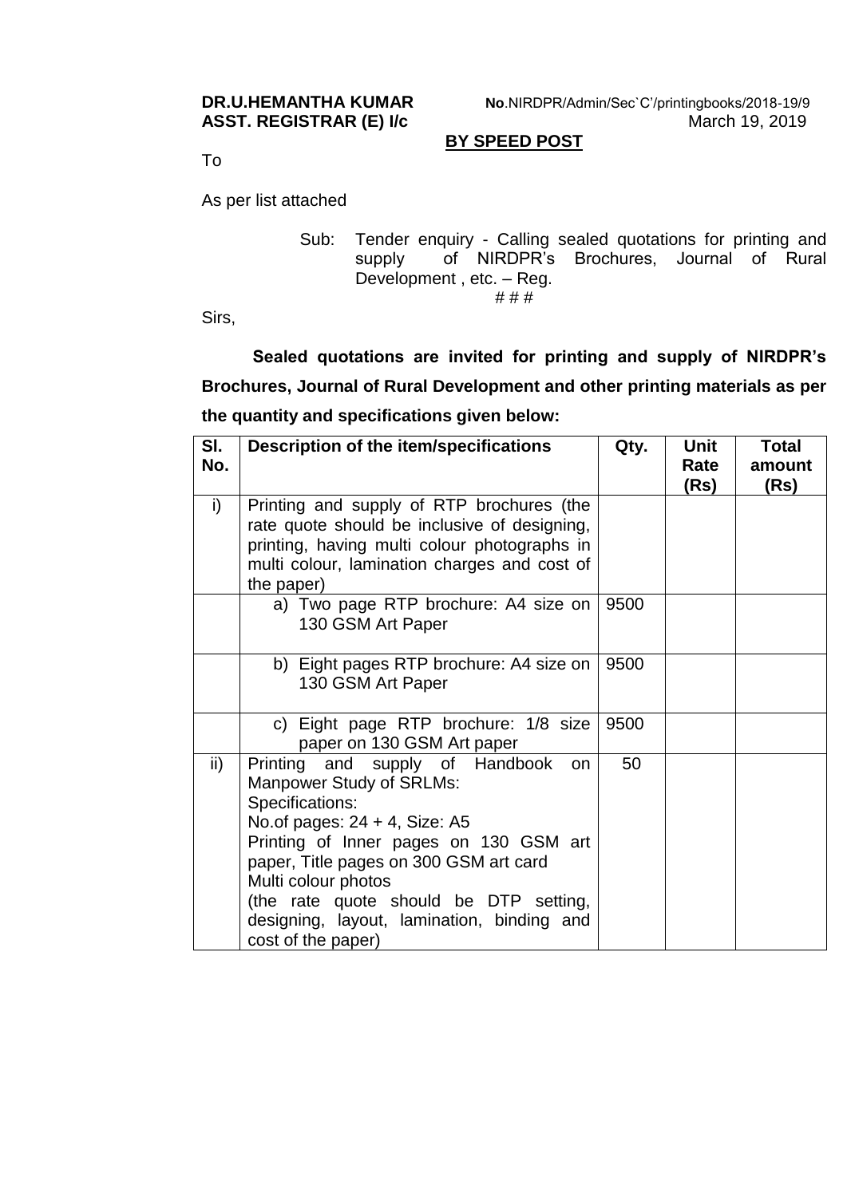**DR.U.HEMANTHA KUMAR**
**ASST. REGISTRAR (E) I/c**

**No**.NIRDPR/Admin/Sec`C'/printingbooks/2018-19/9
March 19, 2019

**BY SPEED POST**

To

As per list attached

Sub: Tender enquiry - Calling sealed quotations for printing and supply of NIRDPR's Brochures, Journal of Rural Development , etc. – Reg.

# # #

Sirs,

**Sealed quotations are invited for printing and supply of NIRDPR's Brochures, Journal of Rural Development and other printing materials as per the quantity and specifications given below:**

| Sl. No. | Description of the item/specifications | Qty. | Unit Rate (Rs) | Total amount (Rs) |
|---|---|---|---|---|
| i) | Printing and supply of RTP brochures (the rate quote should be inclusive of designing, printing, having multi colour photographs in multi colour, lamination charges and cost of the paper) | | | |
| | a) Two page RTP brochure: A4 size on 130 GSM Art Paper | 9500 | | |
| | b) Eight pages RTP brochure: A4 size on 130 GSM Art Paper | 9500 | | |
| | c) Eight page RTP brochure: 1/8 size paper on 130 GSM Art paper | 9500 | | |
| ii) | Printing and supply of Handbook on Manpower Study of SRLMs:<br>Specifications:<br>No.of pages: 24 + 4, Size: A5<br>Printing of Inner pages on 130 GSM art paper, Title pages on 300 GSM art card<br>Multi colour photos<br>(the rate quote should be DTP setting, designing, layout, lamination, binding and cost of the paper) | 50 | | |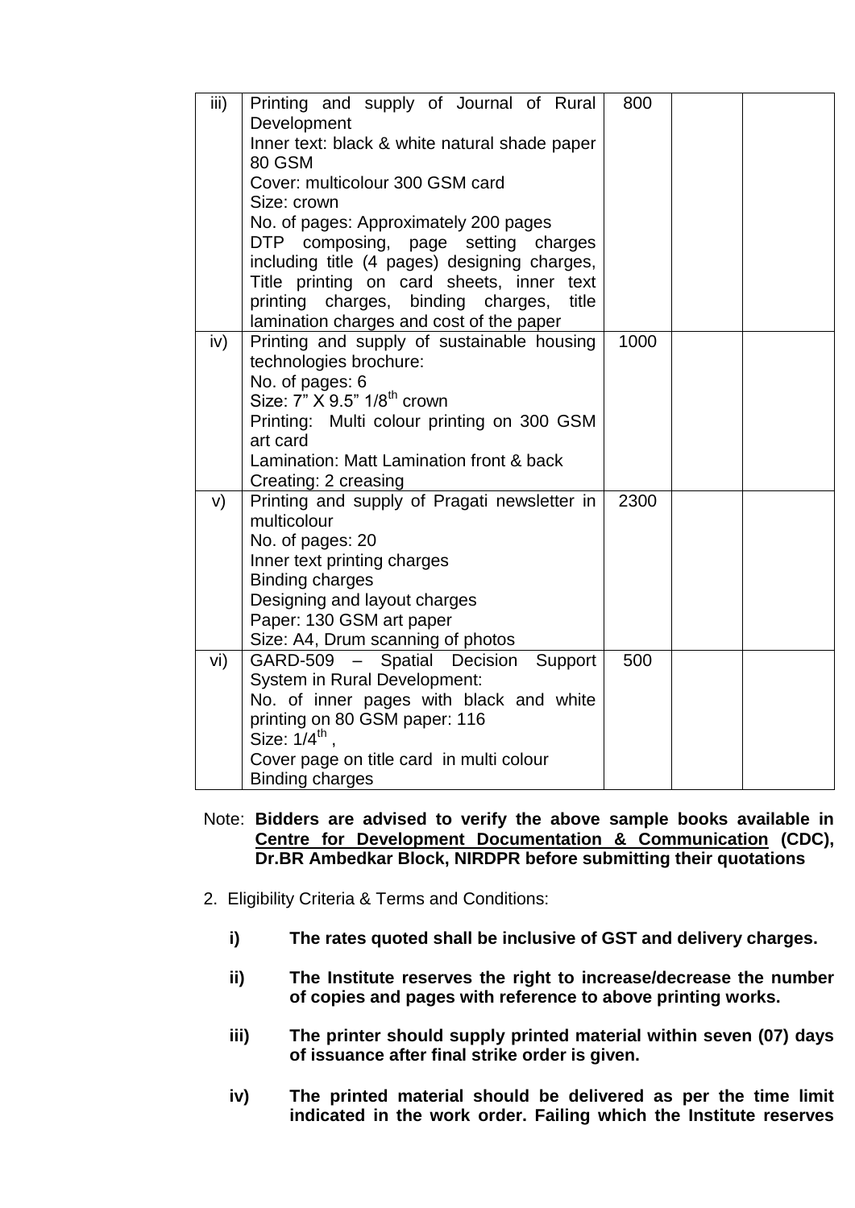| iii) | Printing and supply of Journal of Rural Development<br>Inner text: black & white natural shade paper 80 GSM<br>Cover: multicolour 300 GSM card<br>Size: crown<br>No. of pages: Approximately 200 pages<br>DTP composing, page setting charges including title (4 pages) designing charges, Title printing on card sheets, inner text printing charges, binding charges, title lamination charges and cost of the paper | 800 | | |
|---|---|---|---|---|
| iv) | Printing and supply of sustainable housing technologies brochure:<br>No. of pages: 6<br>Size: 7" X 9.5" 1/8th crown<br>Printing: Multi colour printing on 300 GSM art card<br>Lamination: Matt Lamination front & back<br>Creating: 2 creasing | 1000 | | |
| v) | Printing and supply of Pragati newsletter in multicolour<br>No. of pages: 20<br>Inner text printing charges<br>Binding charges<br>Designing and layout charges<br>Paper: 130 GSM art paper<br>Size: A4, Drum scanning of photos | 2300 | | |
| vi) | GARD-509 – Spatial Decision Support System in Rural Development:<br>No. of inner pages with black and white printing on 80 GSM paper: 116<br>Size: 1/4th ,<br>Cover page on title card in multi colour<br>Binding charges | 500 | | |

Note: **Bidders are advised to verify the above sample books available in Centre for Development Documentation & Communication (CDC), Dr.BR Ambedkar Block, NIRDPR before submitting their quotations**

2. Eligibility Criteria & Terms and Conditions:

**i)** **The rates quoted shall be inclusive of GST and delivery charges.**

**ii)** **The Institute reserves the right to increase/decrease the number of copies and pages with reference to above printing works.**

**iii)** **The printer should supply printed material within seven (07) days of issuance after final strike order is given.**

**iv)** **The printed material should be delivered as per the time limit indicated in the work order. Failing which the Institute reserves**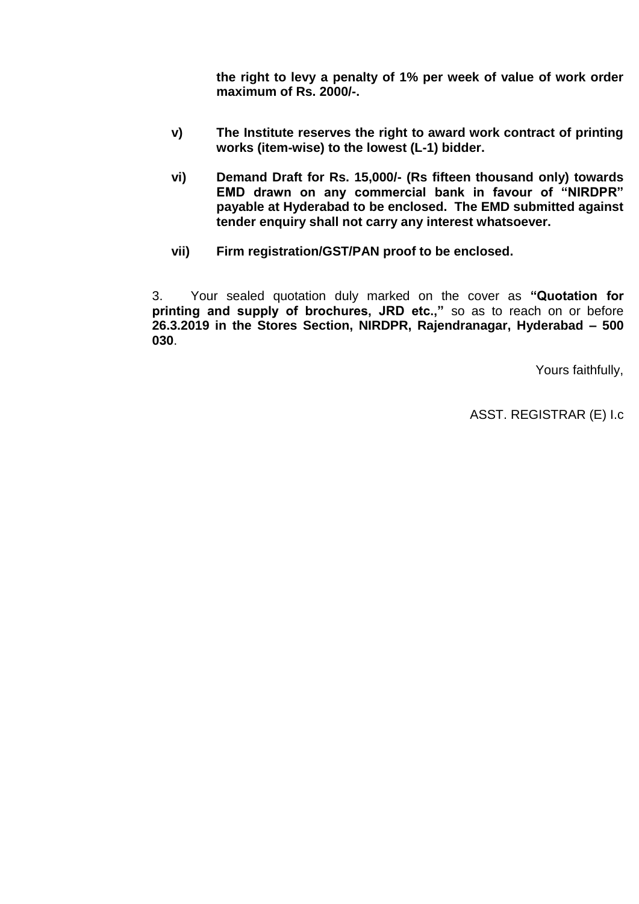**the right to levy a penalty of 1% per week of value of work order maximum of Rs. 2000/-.**

- **v)** **The Institute reserves the right to award work contract of printing works (item-wise) to the lowest (L-1) bidder.**

- **vi)** **Demand Draft for Rs. 15,000/- (Rs fifteen thousand only) towards EMD drawn on any commercial bank in favour of "NIRDPR" payable at Hyderabad to be enclosed. The EMD submitted against tender enquiry shall not carry any interest whatsoever.**

- **vii)** **Firm registration/GST/PAN proof to be enclosed.**

3. Your sealed quotation duly marked on the cover as **"Quotation for printing and supply of brochures, JRD etc.,"** so as to reach on or before **26.3.2019 in the Stores Section, NIRDPR, Rajendranagar, Hyderabad – 500 030**.

Yours faithfully,

ASST. REGISTRAR (E) I.c